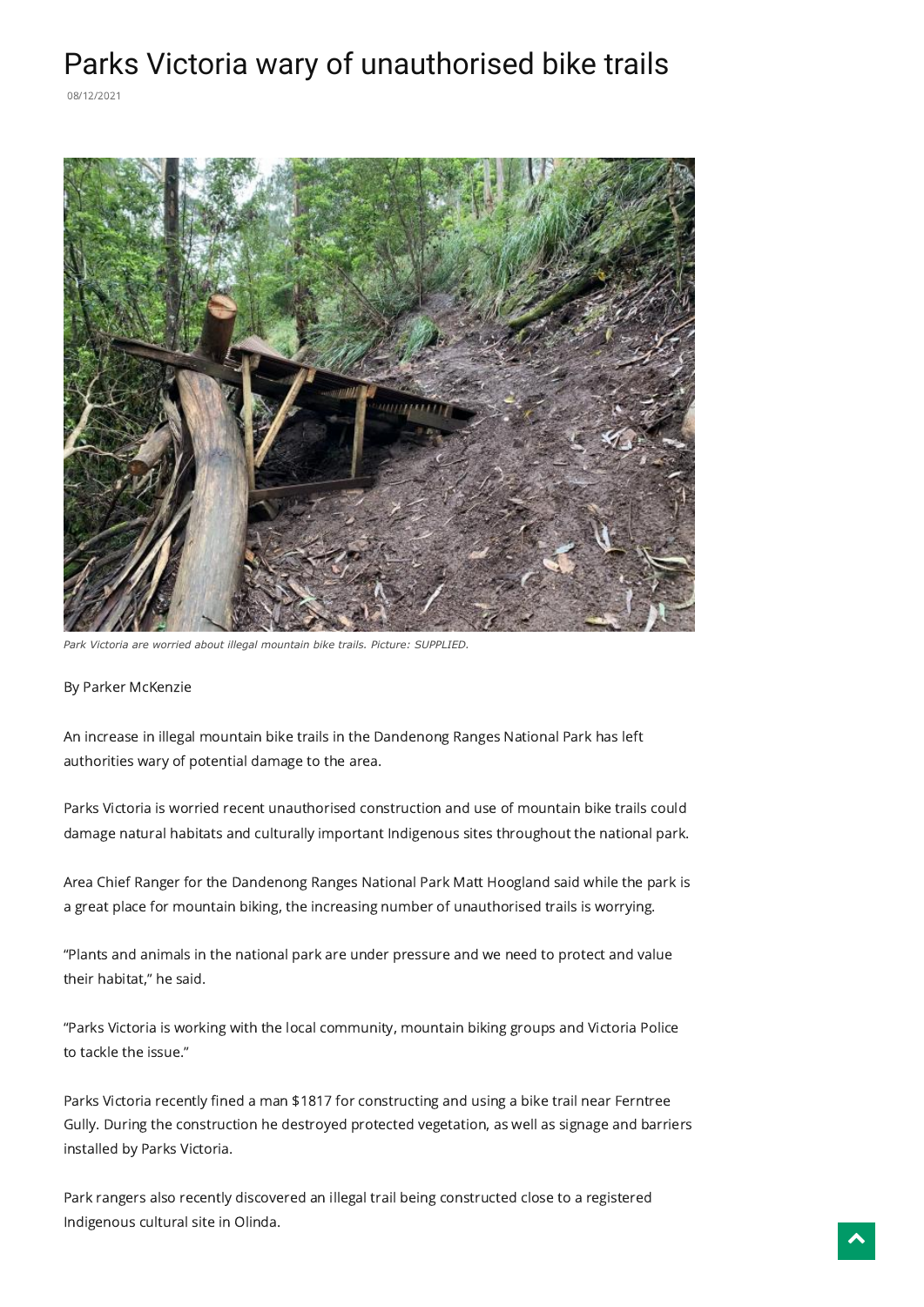# Parks Victoria wary of unauthorised bike trails

08/12/2021

*Park Victoria are worried about illegal mountain bike trails. Picture: SUPPLIED.*

By Parker McKenzie

An increase in illegal mountain bike trails in the Dandenong Ranges National Park has left authorities wary of potential damage to the area.

Parks Victoria is worried recent unauthorised construction and use of mountain bike trails could damage natural habitats and culturally important Indigenous sites throughout the national park.

Area Chief Ranger for the Dandenong Ranges National Park Matt Hoogland said while the park is a great place for mountain biking, the increasing number of unauthorised trails is worrying.

"Plants and animals in the national park are under pressure and we need to protect and value their habitat," he said.

"Parks Victoria is working with the local community, mountain biking groups and Victoria Police to tackle the issue."

Parks Victoria recently fined a man $1817 for constructing and using a bike trail near Ferntree Gully. During the construction he destroyed protected vegetation, as well as signage and barriers installed by Parks Victoria.

Park rangers also recently discovered an illegal trail being constructed close to a registered Indigenous cultural site in Olinda.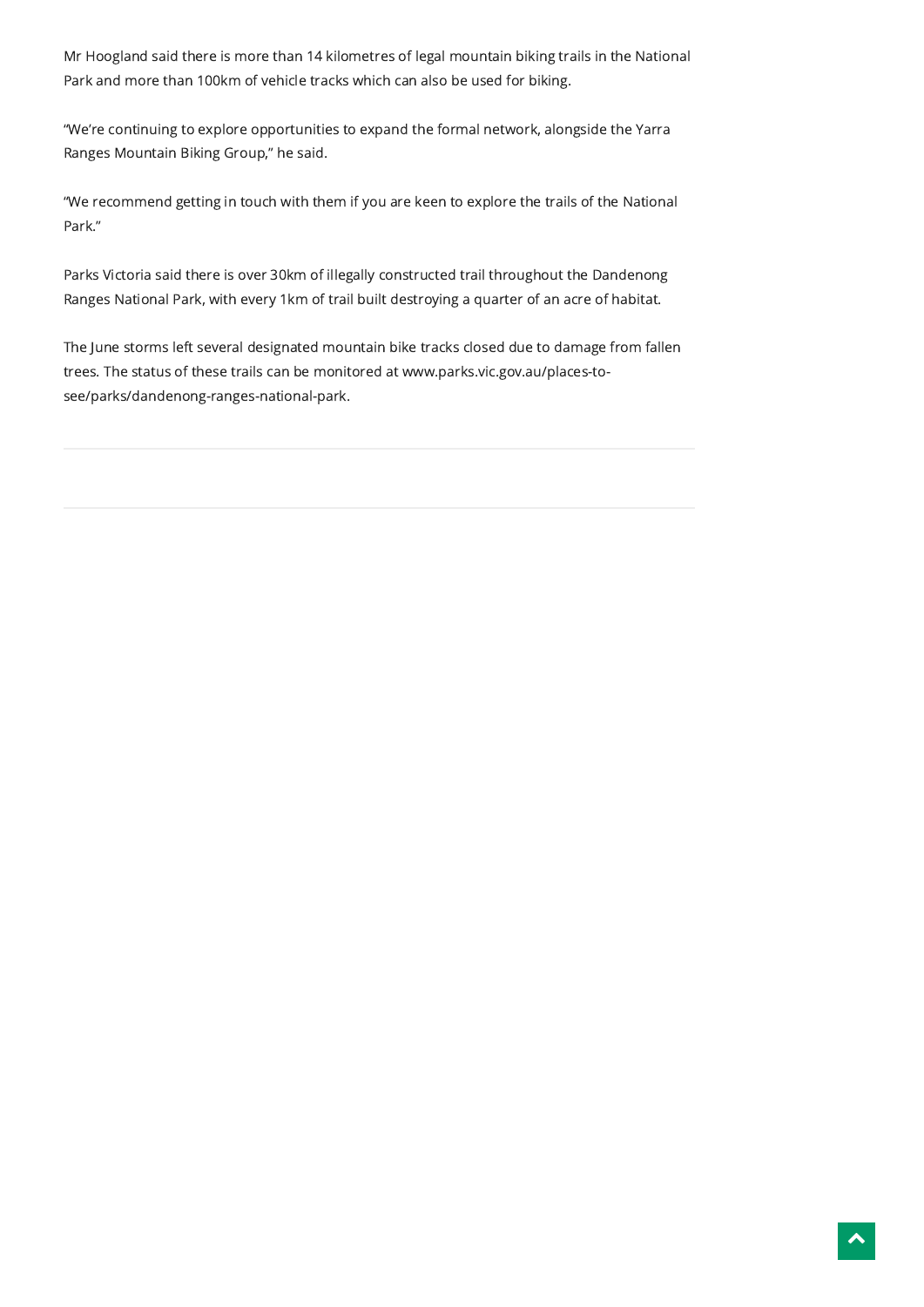Mr Hoogland said there is more than 14 kilometres of legal mountain biking trails in the National Park and more than 100km of vehicle tracks which can also be used for biking.

"We're continuing to explore opportunities to expand the formal network, alongside the Yarra Ranges Mountain Biking Group," he said.

"We recommend getting in touch with them if you are keen to explore the trails of the National Park."

Parks Victoria said there is over 30km of illegally constructed trail throughout the Dandenong Ranges National Park, with every 1km of trail built destroying a quarter of an acre of habitat.

The June storms left several designated mountain bike tracks closed due to damage from fallen trees. The status of these trails can be monitored at www.parks.vic.gov.au/places-to-see/parks/dandenong-ranges-national-park.